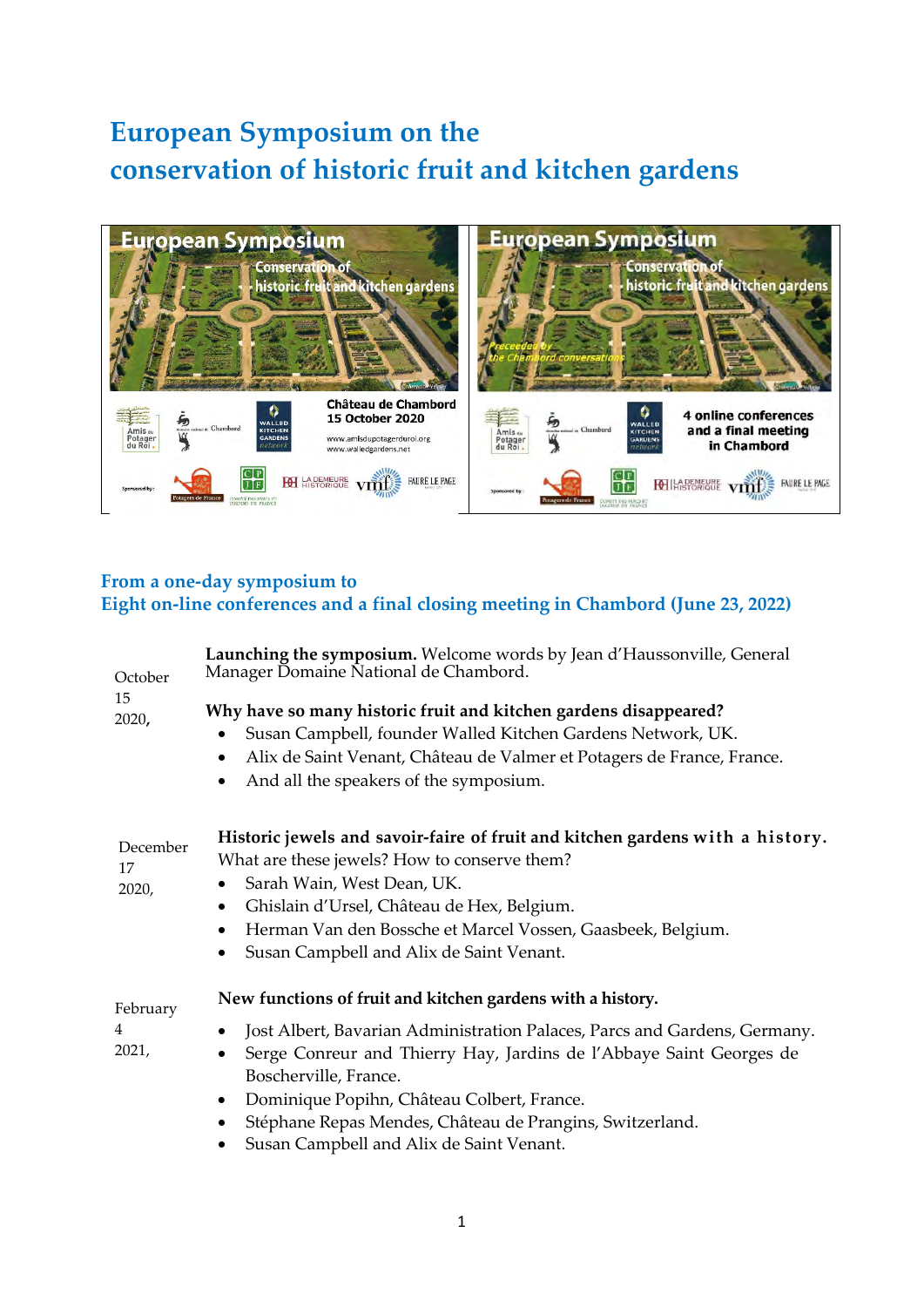# European Symposium on the conservation of historic fruit and kitchen gardens

## From a one-day symposium to Eight on-line conferences and a final closing meeting in Chambord (June 23, 2022)

**October 15 2020,**

**Launching the symposium.** Welcome words by Jean d'Haussonville, General Manager Domaine National de Chambord.

**Why have so many historic fruit and kitchen gardens disappeared?**

- Susan Campbell, founder Walled Kitchen Gardens Network, UK.
- Alix de Saint Venant, Château de Valmer et Potagers de France, France.
- And all the speakers of the symposium.

**December 17 2020,**

**Historic jewels and savoir-faire of fruit and kitchen gardens with a history.**

What are these jewels? How to conserve them?

- Sarah Wain, West Dean, UK.
- Ghislain d'Ursel, Château de Hex, Belgium.
- Herman Van den Bossche et Marcel Vossen, Gaasbeek, Belgium.
- Susan Campbell and Alix de Saint Venant.

**February 4 2021,**

**New functions of fruit and kitchen gardens with a history.**

- Jost Albert, Bavarian Administration Palaces, Parcs and Gardens, Germany.
- Serge Conreur and Thierry Hay, Jardins de l'Abbaye Saint Georges de Boscherville, France.
- Dominique Popihn, Château Colbert, France.
- Stéphane Repas Mendes, Château de Prangins, Switzerland.
- Susan Campbell and Alix de Saint Venant.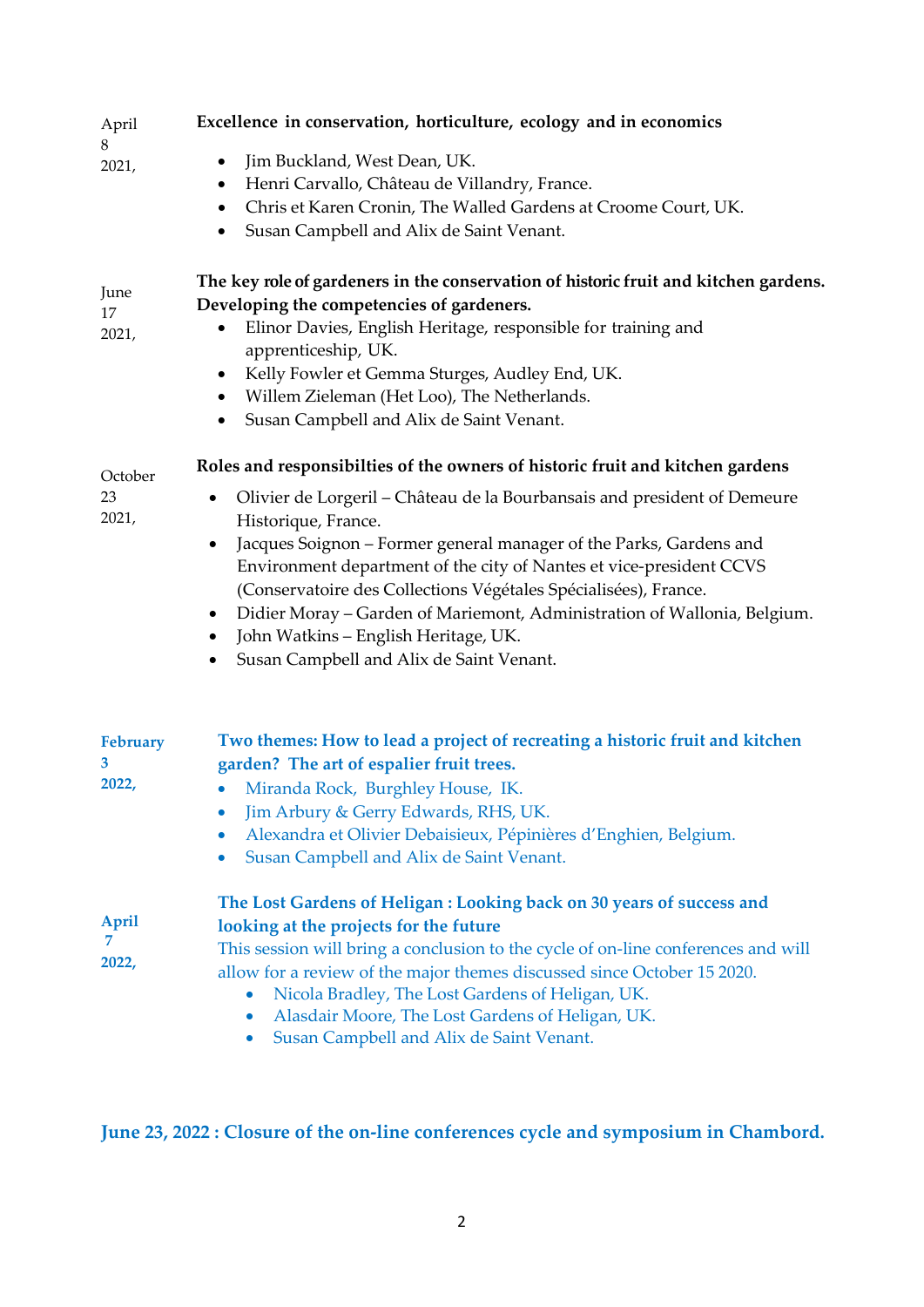**April 8 2021,** — **Excellence in conservation, horticulture, ecology and in economics**

- Jim Buckland, West Dean, UK.
- Henri Carvallo, Château de Villandry, France.
- Chris et Karen Cronin, The Walled Gardens at Croome Court, UK.
- Susan Campbell and Alix de Saint Venant.

**June 17 2021,** — **The key role of gardeners in the conservation of historic fruit and kitchen gardens. Developing the competencies of gardeners.**

- Elinor Davies, English Heritage, responsible for training and apprenticeship, UK.
- Kelly Fowler et Gemma Sturges, Audley End, UK.
- Willem Zieleman (Het Loo), The Netherlands.
- Susan Campbell and Alix de Saint Venant.

**October 23 2021,** — **Roles and responsibilties of the owners of historic fruit and kitchen gardens**

- Olivier de Lorgeril – Château de la Bourbansais and president of Demeure Historique, France.
- Jacques Soignon – Former general manager of the Parks, Gardens and Environment department of the city of Nantes et vice-president CCVS (Conservatoire des Collections Végétales Spécialisées), France.
- Didier Moray – Garden of Mariemont, Administration of Wallonia, Belgium.
- John Watkins – English Heritage, UK.
- Susan Campbell and Alix de Saint Venant.

**February 3 2022,** — **Two themes: How to lead a project of recreating a historic fruit and kitchen garden? The art of espalier fruit trees.**

- Miranda Rock, Burghley House, IK.
- Jim Arbury & Gerry Edwards, RHS, UK.
- Alexandra et Olivier Debaisieux, Pépinières d'Enghien, Belgium.
- Susan Campbell and Alix de Saint Venant.

**April 7 2022,** — **The Lost Gardens of Heligan : Looking back on 30 years of success and looking at the projects for the future**

This session will bring a conclusion to the cycle of on-line conferences and will allow for a review of the major themes discussed since October 15 2020.

- Nicola Bradley, The Lost Gardens of Heligan, UK.
- Alasdair Moore, The Lost Gardens of Heligan, UK.
- Susan Campbell and Alix de Saint Venant.

**June 23, 2022 : Closure of the on-line conferences cycle and symposium in Chambord.**